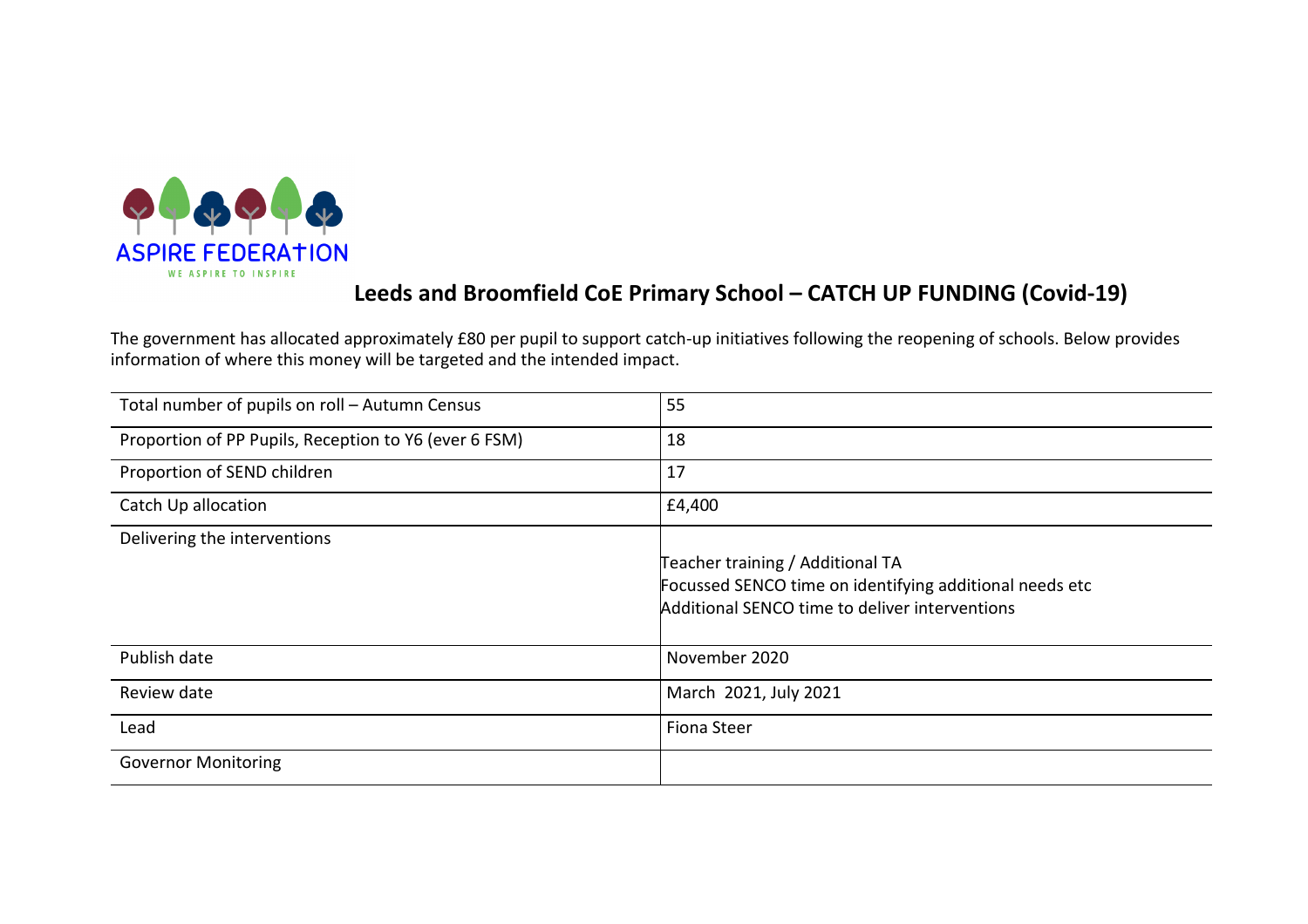ASPIRE FEDERATION

WE ASPIRE TO INSPIRE

## Leeds and Broomfield CoE Primary School – CATCH UP FUNDING (Covid-19)

The government has allocated approximately £80 per pupil to support catch-up initiatives following the reopening of schools. Below provides information of where this money will be targeted and the intended impact.

| | |
|---|---|
| Total number of pupils on roll – Autumn Census | 55 |
| Proportion of PP Pupils, Reception to Y6 (ever 6 FSM) | 18 |
| Proportion of SEND children | 17 |
| Catch Up allocation | £4,400 |
| Delivering the interventions | Teacher training / Additional TA<br>Focussed SENCO time on identifying additional needs etc<br>Additional SENCO time to deliver interventions |
| Publish date | November 2020 |
| Review date | March 2021, July 2021 |
| Lead | Fiona Steer |
| Governor Monitoring | |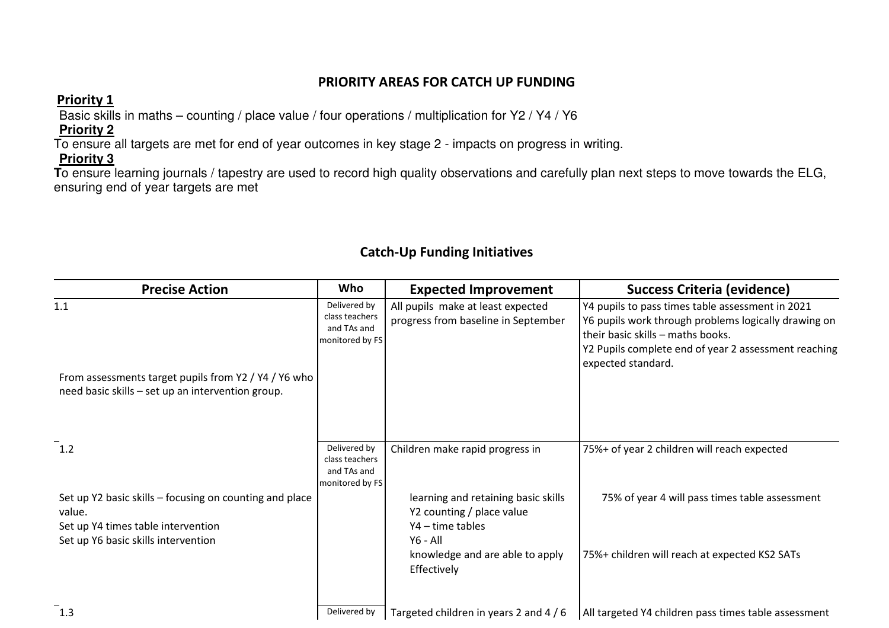## PRIORITY AREAS FOR CATCH UP FUNDING

**Priority 1**

Basic skills in maths – counting / place value / four operations / multiplication for Y2 / Y4 / Y6

**Priority 2**

To ensure all targets are met for end of year outcomes in key stage 2 - impacts on progress in writing.

**Priority 3**

**T**o ensure learning journals / tapestry are used to record high quality observations and carefully plan next steps to move towards the ELG, ensuring end of year targets are met

## Catch-Up Funding Initiatives

| Precise Action | Who | Expected Improvement | Success Criteria (evidence) |
|---|---|---|---|
| 1.1<br><br>From assessments target pupils from Y2 / Y4 / Y6 who need basic skills – set up an intervention group. | Delivered by class teachers and TAs and monitored by FS | All pupils make at least expected progress from baseline in September | Y4 pupils to pass times table assessment in 2021<br>Y6 pupils work through problems logically drawing on their basic skills – maths books.<br>Y2 Pupils complete end of year 2 assessment reaching expected standard. |
| 1.2<br><br>Set up Y2 basic skills – focusing on counting and place value.<br>Set up Y4 times table intervention<br>Set up Y6 basic skills intervention | Delivered by class teachers and TAs and monitored by FS | Children make rapid progress in<br><br>learning and retaining basic skills<br>Y2 counting / place value<br>Y4 – time tables<br>Y6 - All<br>knowledge and are able to apply Effectively | 75%+ of year 2 children will reach expected<br><br>75% of year 4 will pass times table assessment<br><br>75%+ children will reach at expected KS2 SATs |
| 1.3 | Delivered by | Targeted children in years 2 and 4 / 6 | All targeted Y4 children pass times table assessment |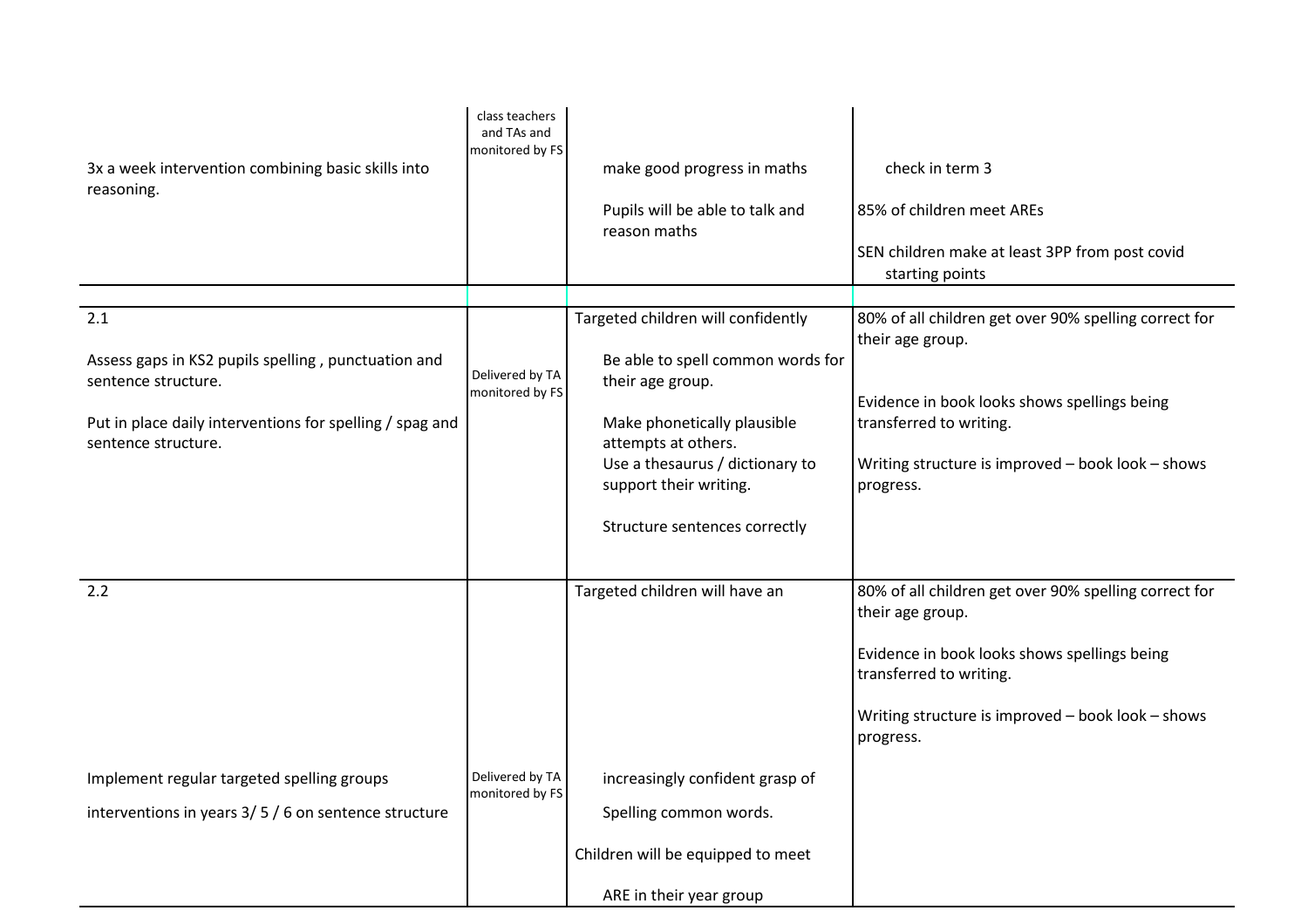| | | | |
|---|---|---|---|
| 3x a week intervention combining basic skills into reasoning. | class teachers and TAs and monitored by FS | make good progress in maths<br><br>Pupils will be able to talk and reason maths | check in term 3<br><br>85% of children meet AREs<br><br>SEN children make at least 3PP from post covid starting points |
| | | | |
| 2.1<br><br>Assess gaps in KS2 pupils spelling , punctuation and sentence structure.<br><br>Put in place daily interventions for spelling / spag and sentence structure. | Delivered by TA monitored by FS | Targeted children will confidently<br><br>Be able to spell common words for their age group.<br><br>Make phonetically plausible attempts at others.<br>Use a thesaurus / dictionary to support their writing.<br><br>Structure sentences correctly | 80% of all children get over 90% spelling correct for their age group.<br><br>Evidence in book looks shows spellings being transferred to writing.<br><br>Writing structure is improved – book look – shows progress. |
| 2.2<br><br>Implement regular targeted spelling groups<br><br>interventions in years 3/ 5 / 6 on sentence structure | Delivered by TA monitored by FS | Targeted children will have an<br><br>increasingly confident grasp of<br><br>Spelling common words.<br><br>Children will be equipped to meet<br><br>ARE in their year group | 80% of all children get over 90% spelling correct for their age group.<br><br>Evidence in book looks shows spellings being transferred to writing.<br><br>Writing structure is improved – book look – shows progress. |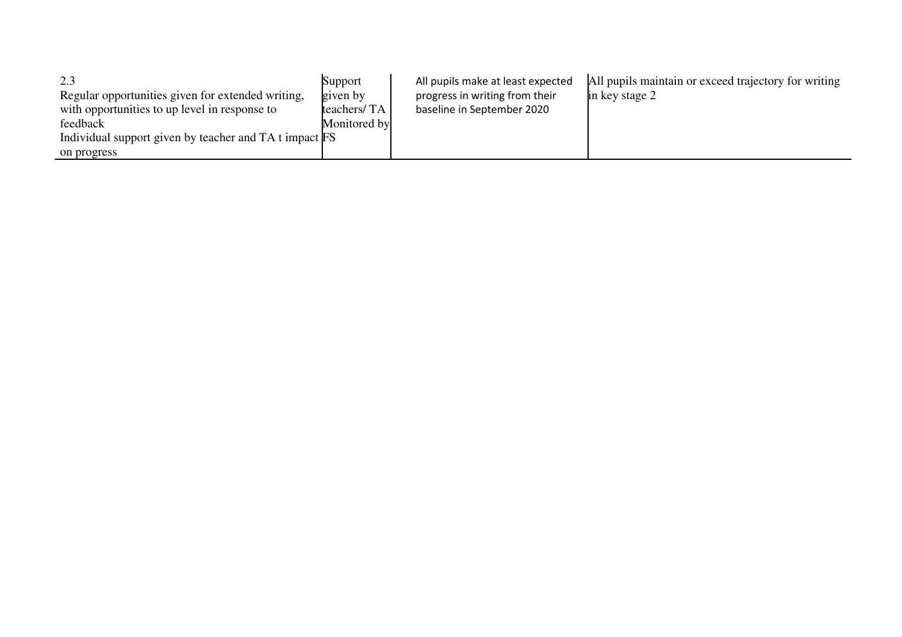| | | | |
|---|---|---|---|
| 2.3<br>Regular opportunities given for extended writing, with opportunities to up level in response to feedback<br>Individual support given by teacher and TA t impact on progress | Support given by teachers/ TA Monitored by FS | All pupils make at least expected progress in writing from their baseline in September 2020 | All pupils maintain or exceed trajectory for writing in key stage 2 |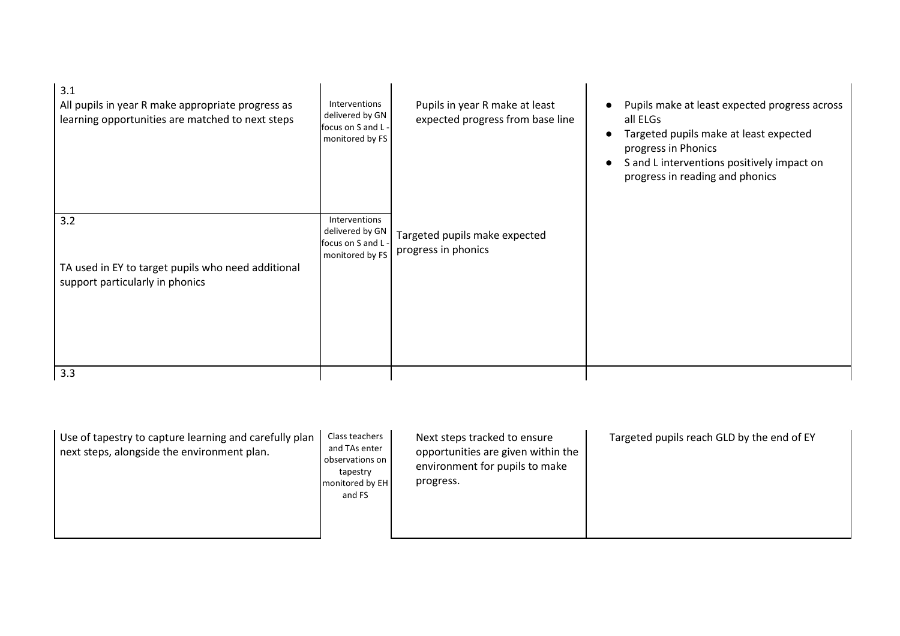| | | | |
|---|---|---|---|
| 3.1<br>All pupils in year R make appropriate progress as learning opportunities are matched to next steps | Interventions delivered by GN focus on S and L - monitored by FS | Pupils in year R make at least expected progress from base line | • Pupils make at least expected progress across all ELGs<br>• Targeted pupils make at least expected progress in Phonics<br>• S and L interventions positively impact on progress in reading and phonics |
| 3.2<br><br>TA used in EY to target pupils who need additional support particularly in phonics | Interventions delivered by GN focus on S and L - monitored by FS | Targeted pupils make expected progress in phonics | |
| 3.3<br><br>Use of tapestry to capture learning and carefully plan next steps, alongside the environment plan. | Class teachers and TAs enter observations on tapestry monitored by EH and FS | Next steps tracked to ensure opportunities are given within the environment for pupils to make progress. | Targeted pupils reach GLD by the end of EY |